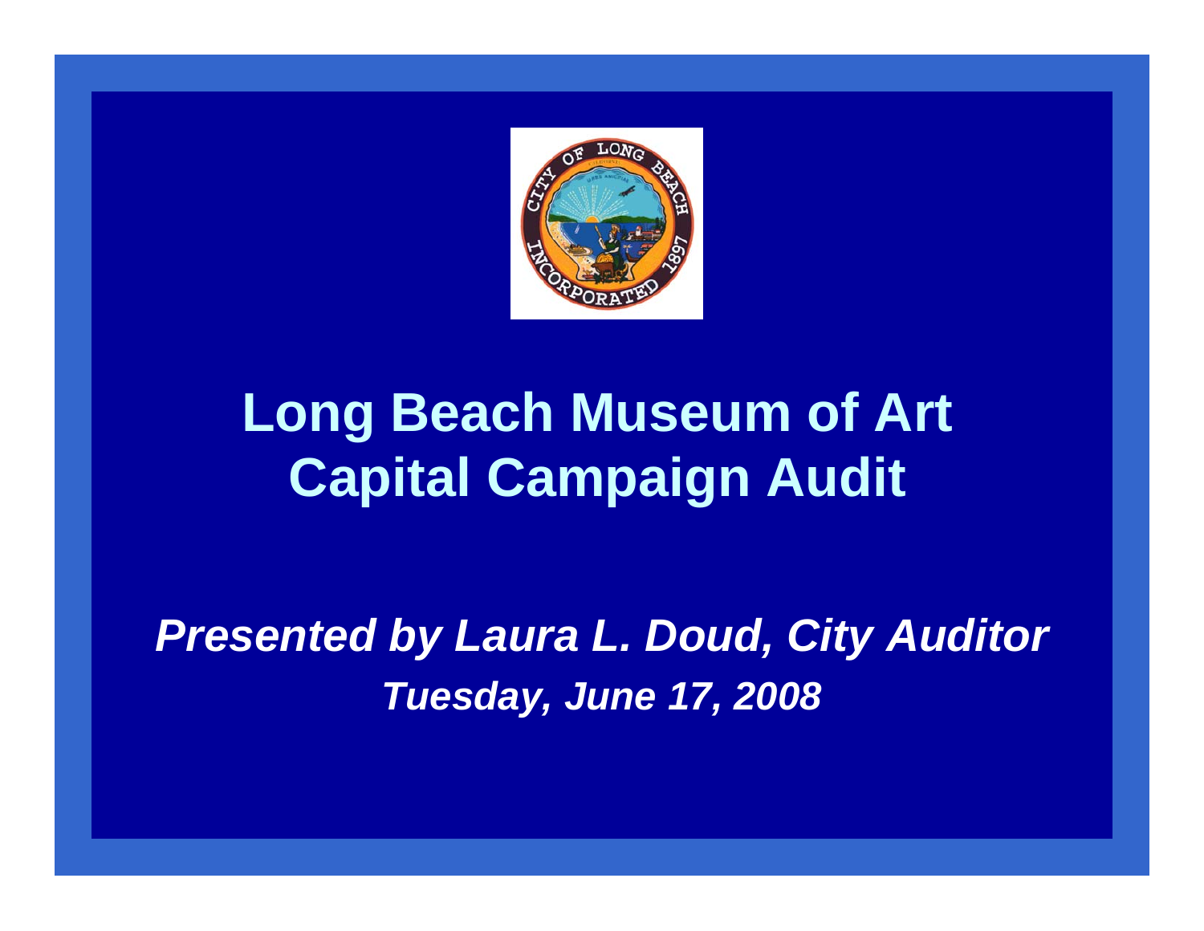# Long Beach Museum of Art Capital Campaign Audit

***Presented by Laura L. Doud, City Auditor***

***Tuesday, June 17, 2008***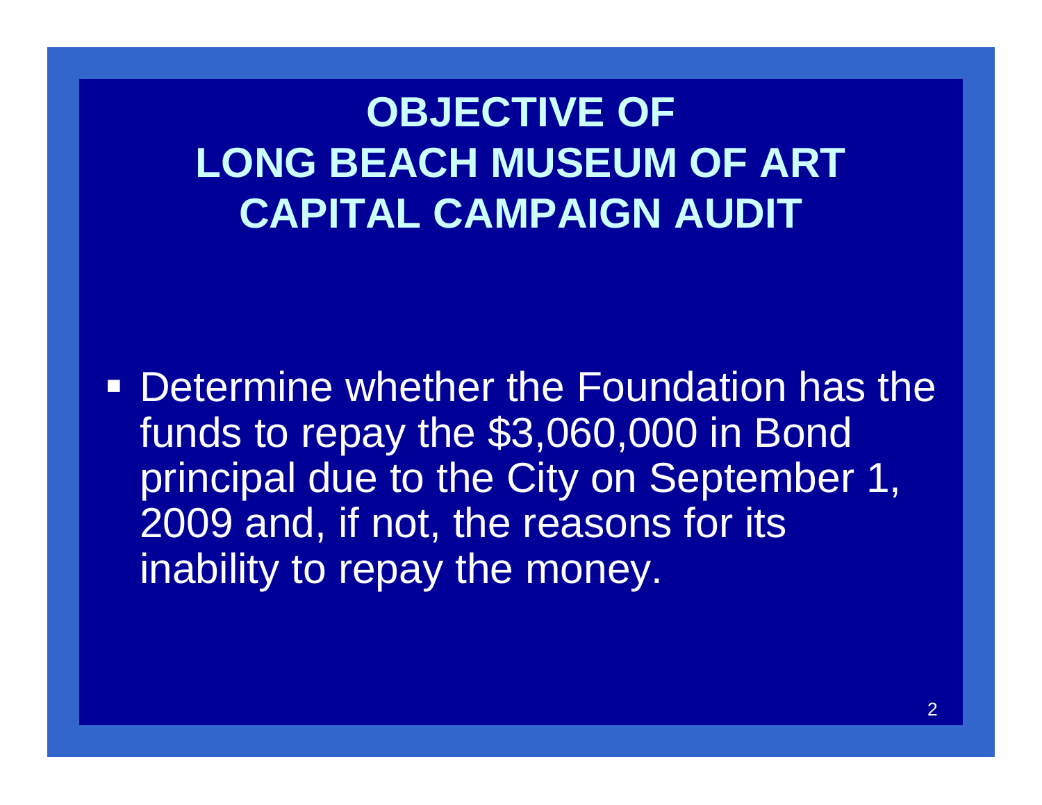# OBJECTIVE OF LONG BEACH MUSEUM OF ART CAPITAL CAMPAIGN AUDIT

- Determine whether the Foundation has the funds to repay the $3,060,000 in Bond principal due to the City on September 1, 2009 and, if not, the reasons for its inability to repay the money.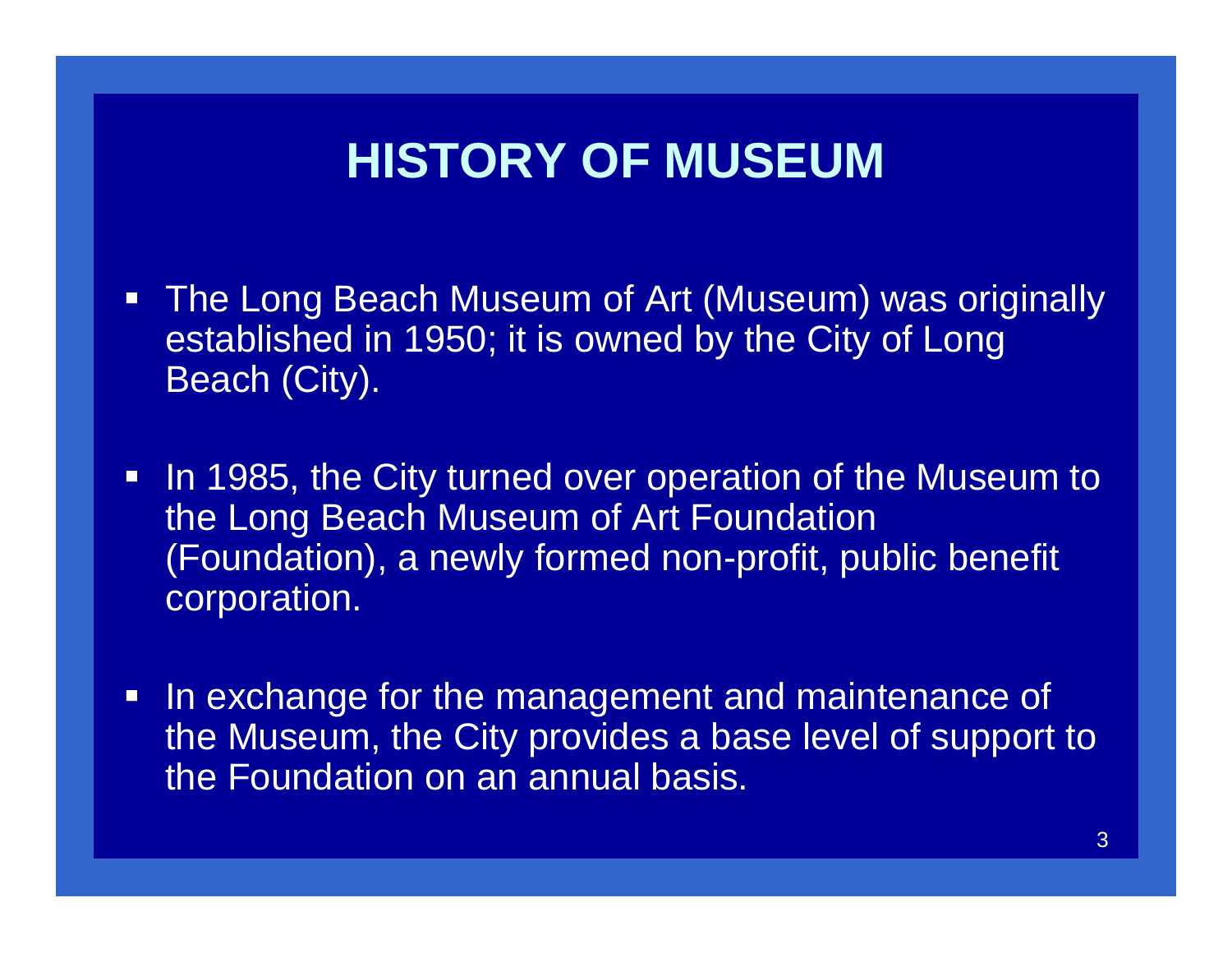# HISTORY OF MUSEUM

- The Long Beach Museum of Art (Museum) was originally established in 1950; it is owned by the City of Long Beach (City).
- In 1985, the City turned over operation of the Museum to the Long Beach Museum of Art Foundation (Foundation), a newly formed non-profit, public benefit corporation.
- In exchange for the management and maintenance of the Museum, the City provides a base level of support to the Foundation on an annual basis.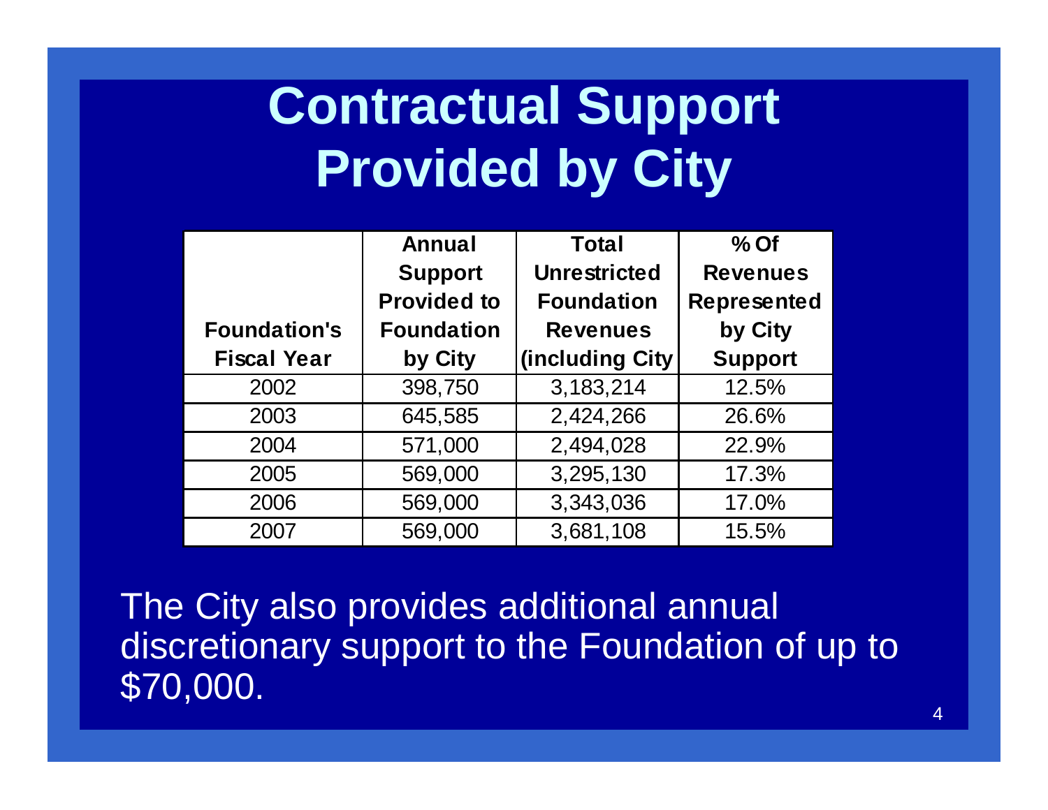# Contractual Support Provided by City

| Foundation's Fiscal Year | Annual Support Provided to Foundation by City | Total Unrestricted Foundation Revenues (including City | % Of Revenues Represented by City Support |
|---|---|---|---|
| 2002 | 398,750 | 3,183,214 | 12.5% |
| 2003 | 645,585 | 2,424,266 | 26.6% |
| 2004 | 571,000 | 2,494,028 | 22.9% |
| 2005 | 569,000 | 3,295,130 | 17.3% |
| 2006 | 569,000 | 3,343,036 | 17.0% |
| 2007 | 569,000 | 3,681,108 | 15.5% |

The City also provides additional annual discretionary support to the Foundation of up to $70,000.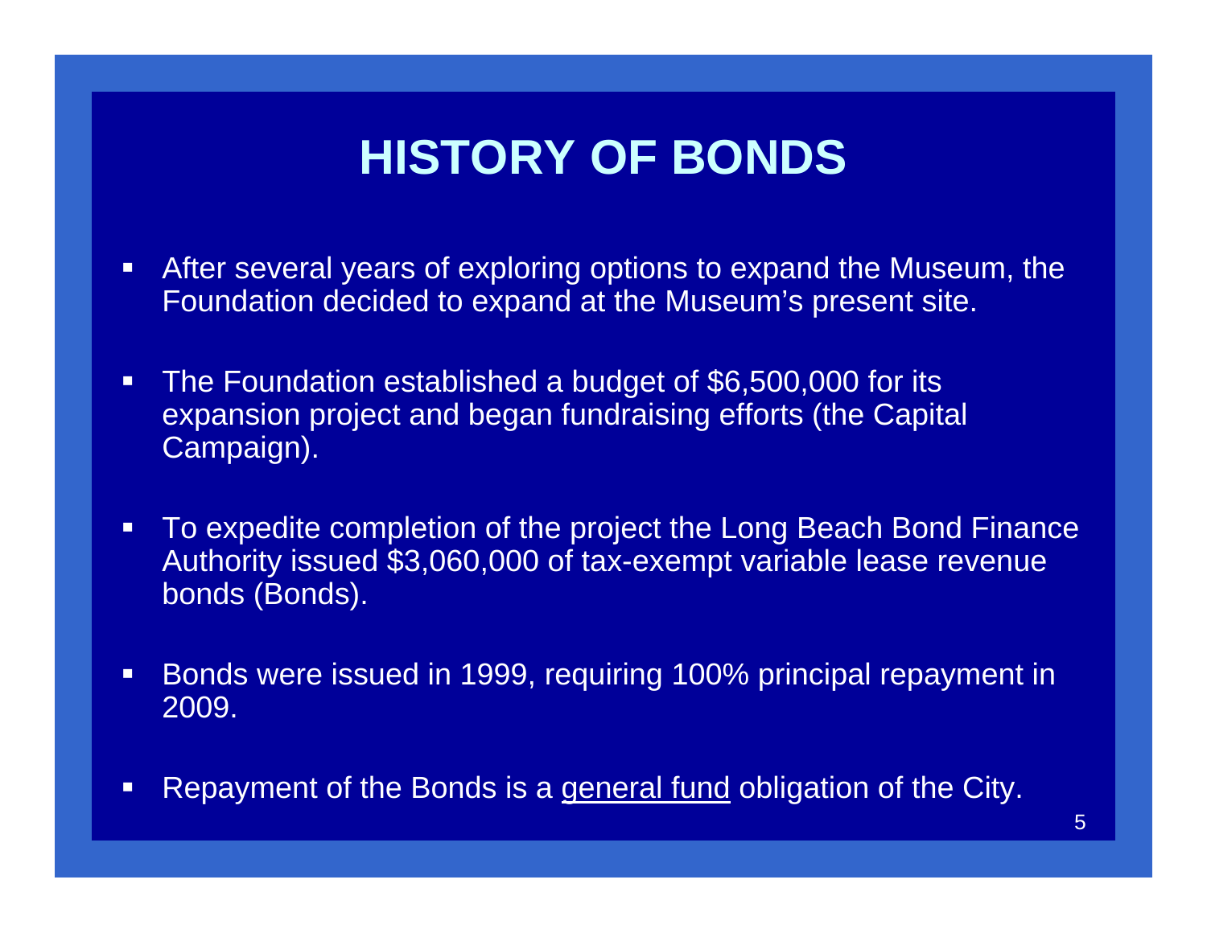# HISTORY OF BONDS

- After several years of exploring options to expand the Museum, the Foundation decided to expand at the Museum's present site.

- The Foundation established a budget of $6,500,000 for its expansion project and began fundraising efforts (the Capital Campaign).

- To expedite completion of the project the Long Beach Bond Finance Authority issued $3,060,000 of tax-exempt variable lease revenue bonds (Bonds).

- Bonds were issued in 1999, requiring 100% principal repayment in 2009.

- Repayment of the Bonds is a <u>general fund</u> obligation of the City.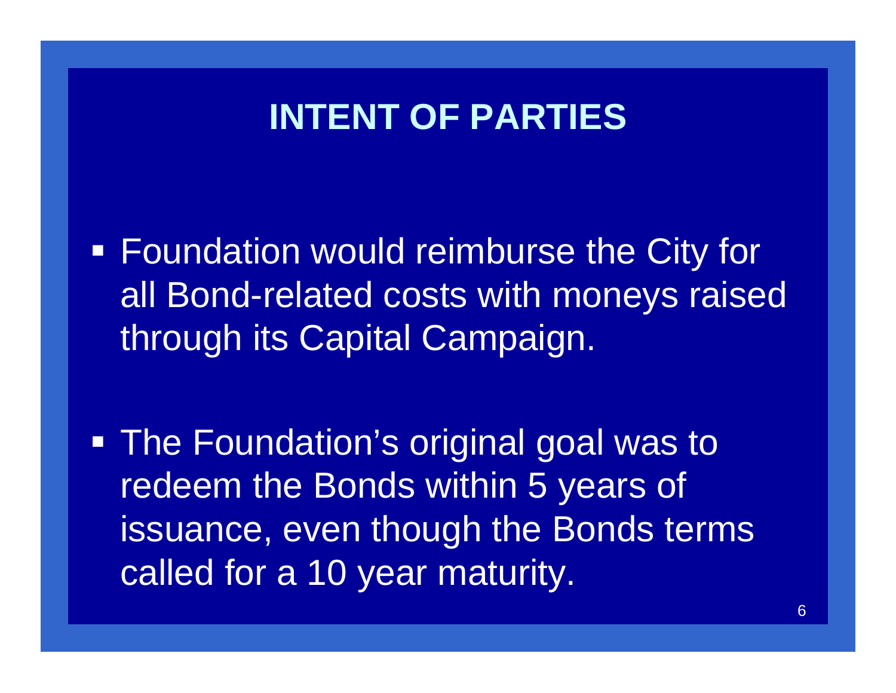# INTENT OF PARTIES

- Foundation would reimburse the City for all Bond-related costs with moneys raised through its Capital Campaign.
- The Foundation's original goal was to redeem the Bonds within 5 years of issuance, even though the Bonds terms called for a 10 year maturity.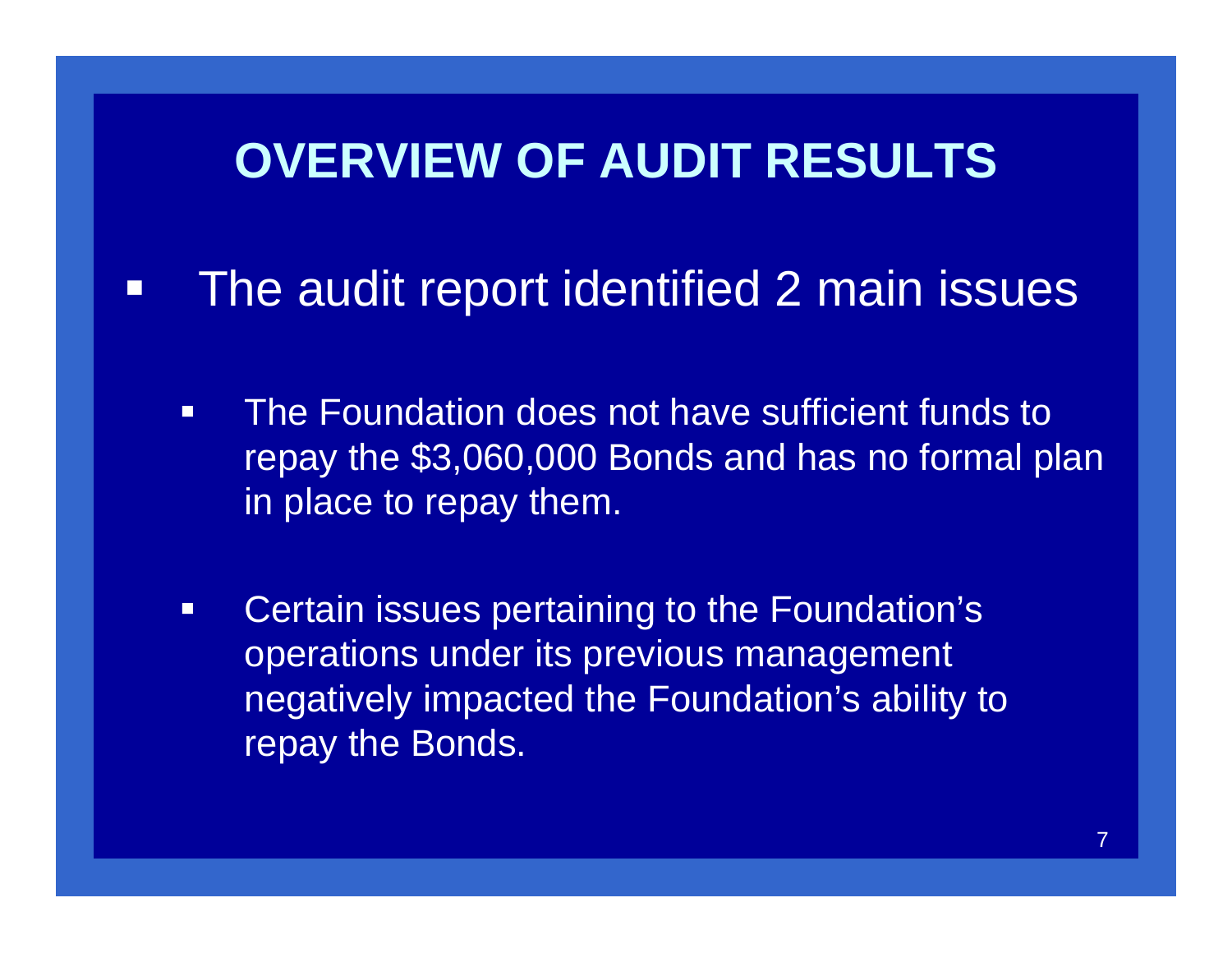# OVERVIEW OF AUDIT RESULTS

- The audit report identified 2 main issues
  - The Foundation does not have sufficient funds to repay the $3,060,000 Bonds and has no formal plan in place to repay them.
  - Certain issues pertaining to the Foundation's operations under its previous management negatively impacted the Foundation's ability to repay the Bonds.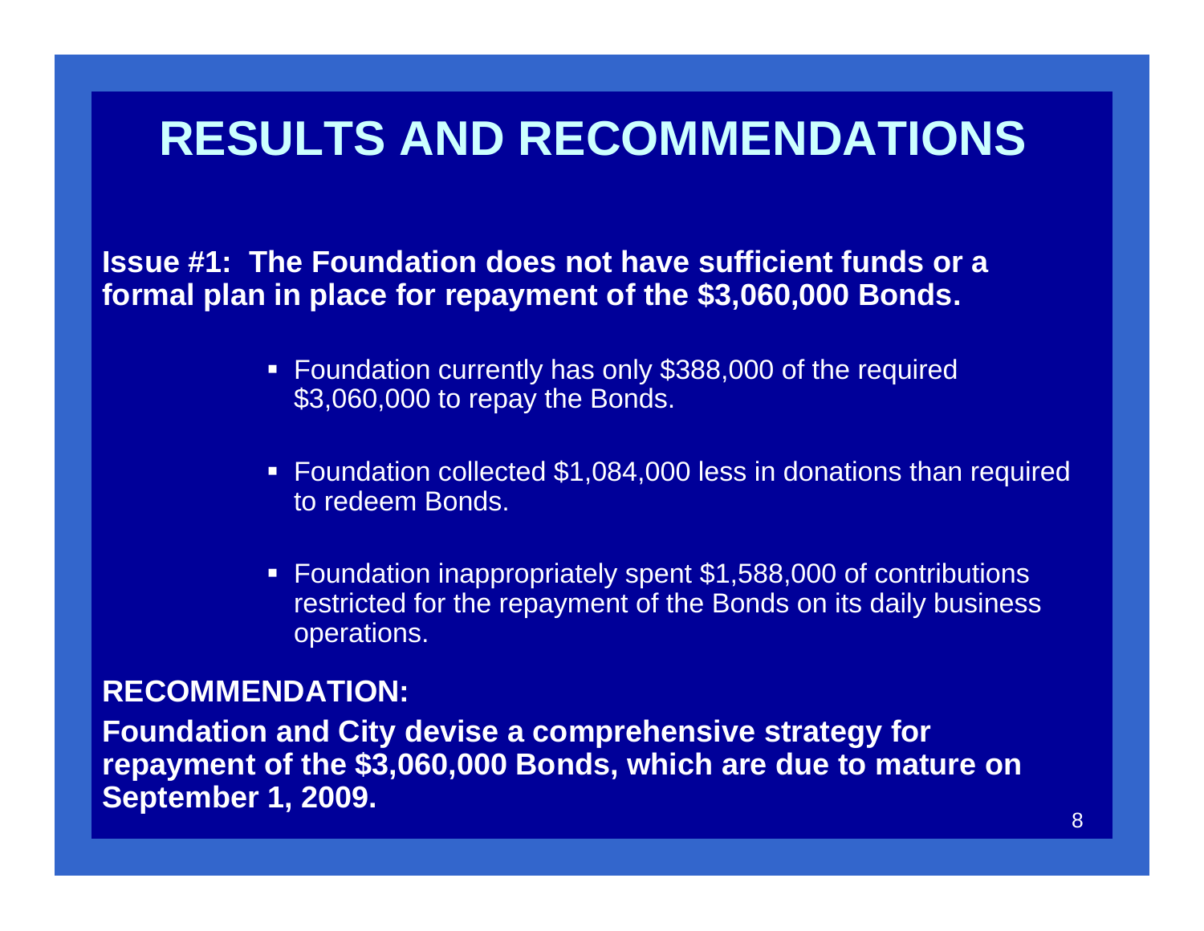# RESULTS AND RECOMMENDATIONS

**Issue #1: The Foundation does not have sufficient funds or a formal plan in place for repayment of the $3,060,000 Bonds.**

- Foundation currently has only $388,000 of the required $3,060,000 to repay the Bonds.
- Foundation collected $1,084,000 less in donations than required to redeem Bonds.
- Foundation inappropriately spent $1,588,000 of contributions restricted for the repayment of the Bonds on its daily business operations.

**RECOMMENDATION:**

**Foundation and City devise a comprehensive strategy for repayment of the $3,060,000 Bonds, which are due to mature on September 1, 2009.**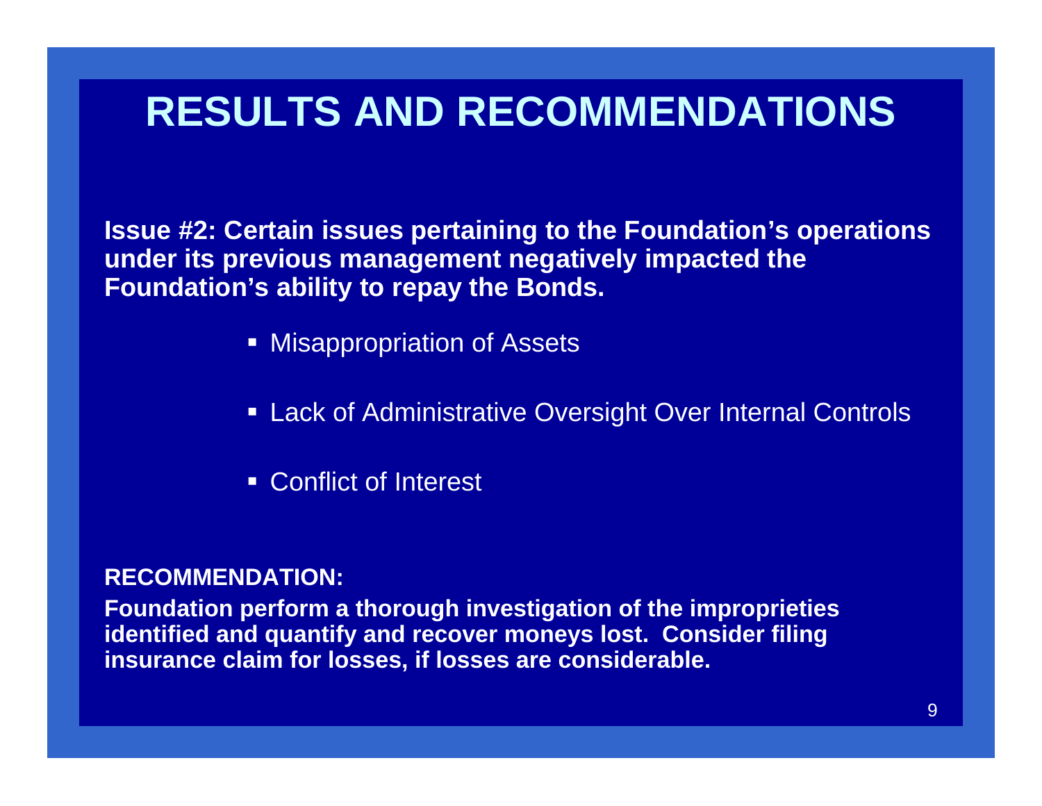# RESULTS AND RECOMMENDATIONS

**Issue #2: Certain issues pertaining to the Foundation's operations under its previous management negatively impacted the Foundation's ability to repay the Bonds.**

- Misappropriation of Assets
- Lack of Administrative Oversight Over Internal Controls
- Conflict of Interest

**RECOMMENDATION:**

**Foundation perform a thorough investigation of the improprieties identified and quantify and recover moneys lost. Consider filing insurance claim for losses, if losses are considerable.**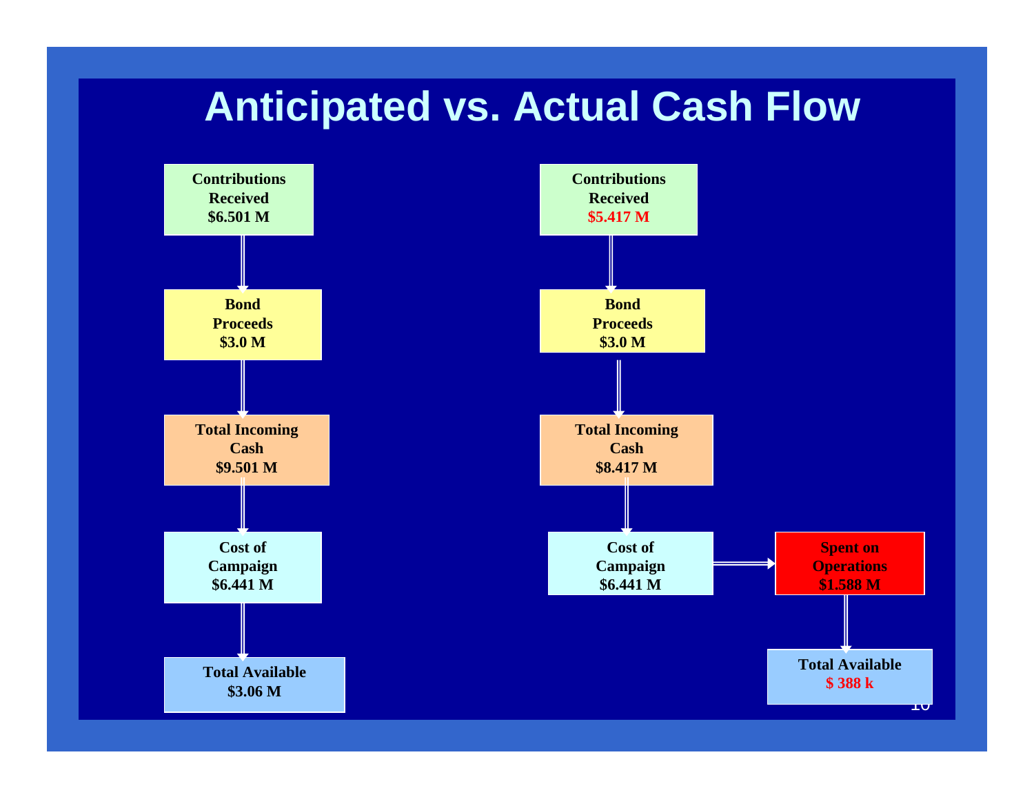# Anticipated vs. Actual Cash Flow

| | Anticipated | Actual |
|---|---|---|
| Contributions Received | $6.501 M | $5.417 M |
| Bond Proceeds | $3.0 M | $3.0 M |
| Total Incoming Cash | $9.501 M | $8.417 M |
| Cost of Campaign | $6.441 M | $6.441 M |
| Spent on Operations | | $1.588 M |
| Total Available | $3.06 M | $ 388 k |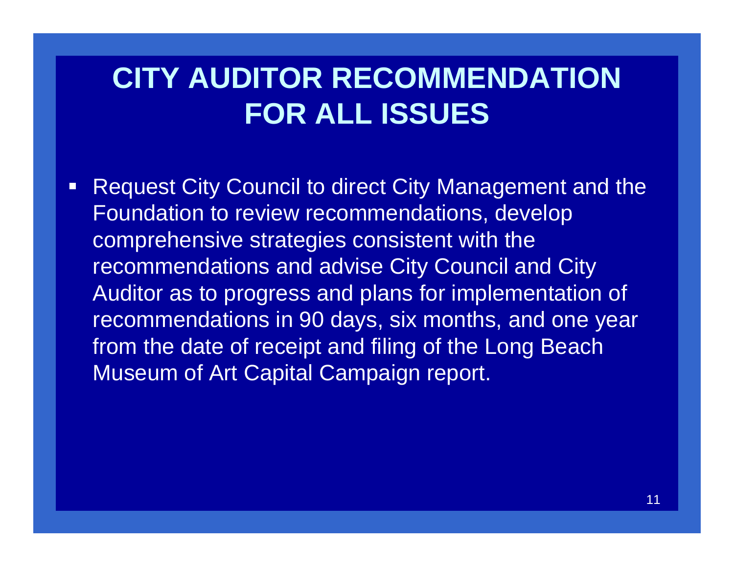# CITY AUDITOR RECOMMENDATION FOR ALL ISSUES

- Request City Council to direct City Management and the Foundation to review recommendations, develop comprehensive strategies consistent with the recommendations and advise City Council and City Auditor as to progress and plans for implementation of recommendations in 90 days, six months, and one year from the date of receipt and filing of the Long Beach Museum of Art Capital Campaign report.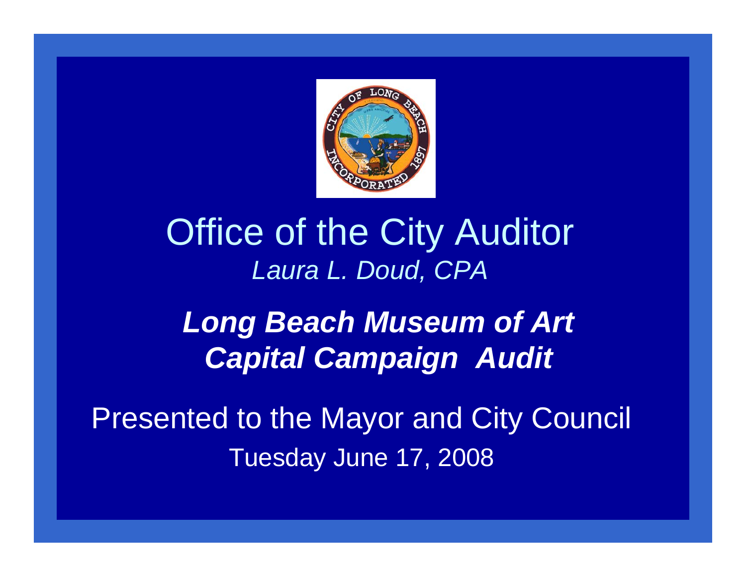# Office of the City Auditor

*Laura L. Doud, CPA*

## ***Long Beach Museum of Art Capital Campaign Audit***

Presented to the Mayor and City Council

Tuesday June 17, 2008